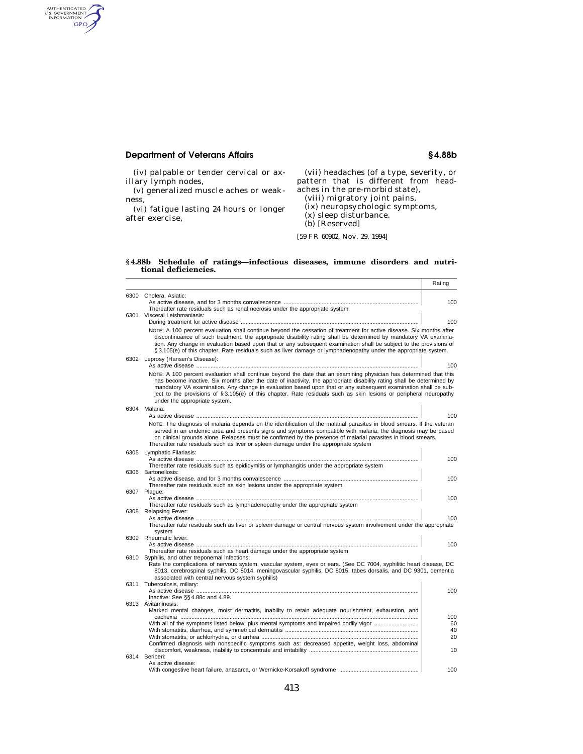(iv) palpable or tender cervical or axillary lymph nodes,

(v) generalized muscle aches or weakness,

(vi) fatigue lasting 24 hours or longer after exercise,

(vii) headaches (of a type, severity, or pattern that is different from headaches in the pre-morbid state),

(viii) migratory joint pains,

(ix) neuropsychologic symptoms,

(x) sleep disturbance.

(b) [Reserved]

[59 FR 60902, Nov. 29, 1994]

## §4.88b Schedule of ratings—infectious diseases, immune disorders and nutritional deficiencies.

| | | Rating |
|---|---|---|
| 6300 | Cholera, Asiatic: | |
| | As active disease, and for 3 months convalescence | 100 |
| | Thereafter rate residuals such as renal necrosis under the appropriate system | |
| 6301 | Visceral Leishmaniasis: | |
| | During treatment for active disease | 100 |
| | NOTE: A 100 percent evaluation shall continue beyond the cessation of treatment for active disease. Six months after discontinuance of such treatment, the appropriate disability rating shall be determined by mandatory VA examination. Any change in evaluation based upon that or any subsequent examination shall be subject to the provisions of §3.105(e) of this chapter. Rate residuals such as liver damage or lymphadenopathy under the appropriate system. | |
| 6302 | Leprosy (Hansen's Disease): | |
| | As active disease | 100 |
| | NOTE: A 100 percent evaluation shall continue beyond the date that an examining physician has determined that this has become inactive. Six months after the date of inactivity, the appropriate disability rating shall be determined by mandatory VA examination. Any change in evaluation based upon that or any subsequent examination shall be subject to the provisions of §3.105(e) of this chapter. Rate residuals such as skin lesions or peripheral neuropathy under the appropriate system. | |
| 6304 | Malaria: | |
| | As active disease | 100 |
| | NOTE: The diagnosis of malaria depends on the identification of the malarial parasites in blood smears. If the veteran served in an endemic area and presents signs and symptoms compatible with malaria, the diagnosis may be based on clinical grounds alone. Relapses must be confirmed by the presence of malarial parasites in blood smears. Thereafter rate residuals such as liver or spleen damage under the appropriate system | |
| 6305 | Lymphatic Filariasis: | |
| | As active disease | 100 |
| | Thereafter rate residuals such as epididymitis or lymphangitis under the appropriate system | |
| 6306 | Bartonellosis: | |
| | As active disease, and for 3 months convalescence | 100 |
| | Thereafter rate residuals such as skin lesions under the appropriate system | |
| 6307 | Plague: | |
| | As active disease | 100 |
| | Thereafter rate residuals such as lymphadenopathy under the appropriate system | |
| 6308 | Relapsing Fever: | |
| | As active disease | 100 |
| | Thereafter rate residuals such as liver or spleen damage or central nervous system involvement under the appropriate system | |
| 6309 | Rheumatic fever: | |
| | As active disease | 100 |
| | Thereafter rate residuals such as heart damage under the appropriate system | |
| 6310 | Syphilis, and other treponemal infections: | |
| | Rate the complications of nervous system, vascular system, eyes or ears. (See DC 7004, syphilitic heart disease, DC 8013, cerebrospinal syphilis, DC 8014, meningovascular syphilis, DC 8015, tabes dorsalis, and DC 9301, dementia associated with central nervous system syphilis) | |
| 6311 | Tuberculosis, miliary: | |
| | As active disease | 100 |
| | Inactive: See §§4.88c and 4.89. | |
| 6313 | Avitaminosis: | |
| | Marked mental changes, moist dermatitis, inability to retain adequate nourishment, exhaustion, and cachexia | 100 |
| | With all of the symptoms listed below, plus mental symptoms and impaired bodily vigor | 60 |
| | With stomatitis, diarrhea, and symmetrical dermatitis | 40 |
| | With stomatitis, or achlorhydria, or diarrhea | 20 |
| | Confirmed diagnosis with nonspecific symptoms such as: decreased appetite, weight loss, abdominal discomfort, weakness, inability to concentrate and irritability | 10 |
| 6314 | Beriberi: | |
| | As active disease: | |
| | With congestive heart failure, anasarca, or Wernicke-Korsakoff syndrome | 100 |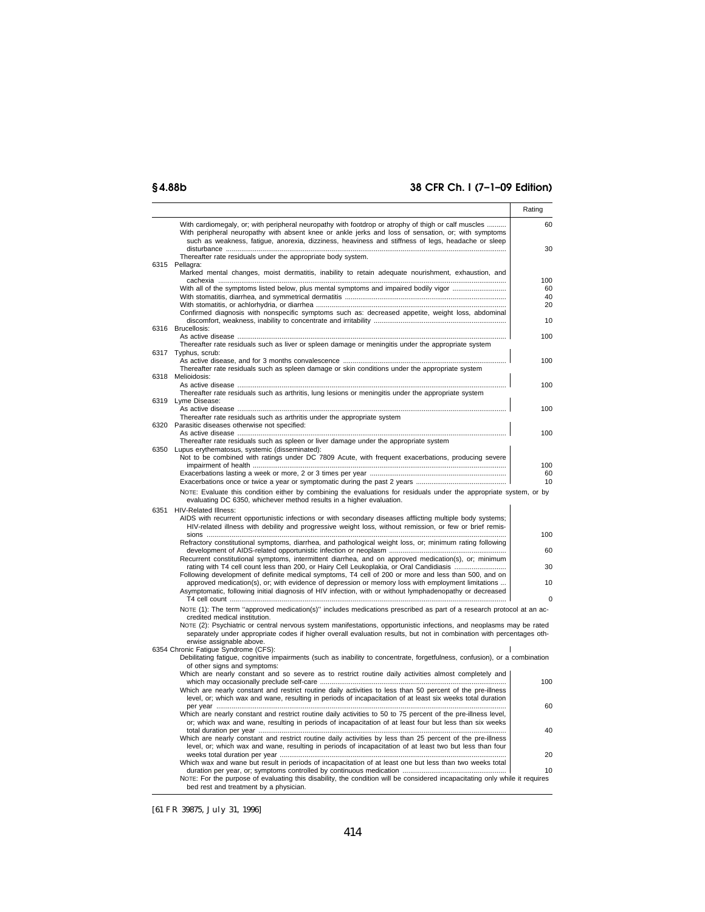| | | Rating |
|---|---|---|
| | With cardiomegaly, or; with peripheral neuropathy with footdrop or atrophy of thigh or calf muscles | 60 |
| | With peripheral neuropathy with absent knee or ankle jerks and loss of sensation, or; with symptoms such as weakness, fatigue, anorexia, dizziness, heaviness and stiffness of legs, headache or sleep disturbance | 30 |
| | Thereafter rate residuals under the appropriate body system. | |
| 6315 | Pellagra: | |
| | Marked mental changes, moist dermatitis, inability to retain adequate nourishment, exhaustion, and cachexia | 100 |
| | With all of the symptoms listed below, plus mental symptoms and impaired bodily vigor | 60 |
| | With stomatitis, diarrhea, and symmetrical dermatitis | 40 |
| | With stomatitis, or achlorhydria, or diarrhea | 20 |
| | Confirmed diagnosis with nonspecific symptoms such as: decreased appetite, weight loss, abdominal discomfort, weakness, inability to concentrate and irritability | 10 |
| 6316 | Brucellosis: | |
| | As active disease | 100 |
| | Thereafter rate residuals such as liver or spleen damage or meningitis under the appropriate system | |
| 6317 | Typhus, scrub: | |
| | As active disease, and for 3 months convalescence | 100 |
| | Thereafter rate residuals such as spleen damage or skin conditions under the appropriate system | |
| 6318 | Melioidosis: | |
| | As active disease | 100 |
| | Thereafter rate residuals such as arthritis, lung lesions or meningitis under the appropriate system | |
| 6319 | Lyme Disease: | |
| | As active disease | 100 |
| | Thereafter rate residuals such as arthritis under the appropriate system | |
| 6320 | Parasitic diseases otherwise not specified: | |
| | As active disease | 100 |
| | Thereafter rate residuals such as spleen or liver damage under the appropriate system | |
| 6350 | Lupus erythematosus, systemic (disseminated): | |
| | Not to be combined with ratings under DC 7809 Acute, with frequent exacerbations, producing severe impairment of health | 100 |
| | Exacerbations lasting a week or more, 2 or 3 times per year | 60 |
| | Exacerbations once or twice a year or symptomatic during the past 2 years | 10 |
| | NOTE: Evaluate this condition either by combining the evaluations for residuals under the appropriate system, or by evaluating DC 6350, whichever method results in a higher evaluation. | |
| 6351 | HIV-Related Illness: | |
| | AIDS with recurrent opportunistic infections or with secondary diseases afflicting multiple body systems; HIV-related illness with debility and progressive weight loss, without remission, or few or brief remissions | 100 |
| | Refractory constitutional symptoms, diarrhea, and pathological weight loss, or; minimum rating following development of AIDS-related opportunistic infection or neoplasm | 60 |
| | Recurrent constitutional symptoms, intermittent diarrhea, and on approved medication(s), or; minimum rating with T4 cell count less than 200, or Hairy Cell Leukoplakia, or Oral Candidiasis | 30 |
| | Following development of definite medical symptoms, T4 cell of 200 or more and less than 500, and on approved medication(s), or; with evidence of depression or memory loss with employment limitations | 10 |
| | Asymptomatic, following initial diagnosis of HIV infection, with or without lymphadenopathy or decreased T4 cell count | 0 |
| | NOTE (1): The term "approved medication(s)" includes medications prescribed as part of a research protocol at an accredited medical institution. | |
| | NOTE (2): Psychiatric or central nervous system manifestations, opportunistic infections, and neoplasms may be rated separately under appropriate codes if higher overall evaluation results, but not in combination with percentages otherwise assignable above. | |
| 6354 | Chronic Fatigue Syndrome (CFS): | |
| | Debilitating fatigue, cognitive impairments (such as inability to concentrate, forgetfulness, confusion), or a combination of other signs and symptoms: | |
| | Which are nearly constant and so severe as to restrict routine daily activities almost completely and which may occasionally preclude self-care | 100 |
| | Which are nearly constant and restrict routine daily activities to less than 50 percent of the pre-illness level, or; which wax and wane, resulting in periods of incapacitation of at least six weeks total duration per year | 60 |
| | Which are nearly constant and restrict routine daily activities to 50 to 75 percent of the pre-illness level, or; which wax and wane, resulting in periods of incapacitation of at least four but less than six weeks total duration per year | 40 |
| | Which are nearly constant and restrict routine daily activities by less than 25 percent of the pre-illness level, or; which wax and wane, resulting in periods of incapacitation of at least two but less than four weeks total duration per year | 20 |
| | Which wax and wane but result in periods of incapacitation of at least one but less than two weeks total duration per year, or; symptoms controlled by continuous medication | 10 |
| | NOTE: For the purpose of evaluating this disability, the condition will be considered incapacitating only while it requires bed rest and treatment by a physician. | |

[61 FR 39875, July 31, 1996]